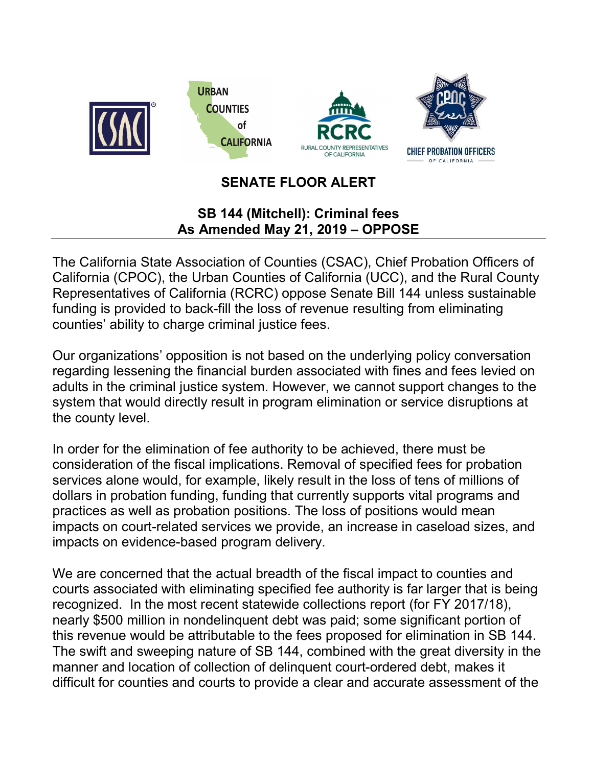## SENATE FLOOR ALERT

### SB 144 (Mitchell): Criminal fees
### As Amended May 21, 2019 – OPPOSE

The California State Association of Counties (CSAC), Chief Probation Officers of California (CPOC), the Urban Counties of California (UCC), and the Rural County Representatives of California (RCRC) oppose Senate Bill 144 unless sustainable funding is provided to back-fill the loss of revenue resulting from eliminating counties' ability to charge criminal justice fees.

Our organizations' opposition is not based on the underlying policy conversation regarding lessening the financial burden associated with fines and fees levied on adults in the criminal justice system. However, we cannot support changes to the system that would directly result in program elimination or service disruptions at the county level.

In order for the elimination of fee authority to be achieved, there must be consideration of the fiscal implications. Removal of specified fees for probation services alone would, for example, likely result in the loss of tens of millions of dollars in probation funding, funding that currently supports vital programs and practices as well as probation positions. The loss of positions would mean impacts on court-related services we provide, an increase in caseload sizes, and impacts on evidence-based program delivery.

We are concerned that the actual breadth of the fiscal impact to counties and courts associated with eliminating specified fee authority is far larger that is being recognized. In the most recent statewide collections report (for FY 2017/18), nearly $500 million in nondelinquent debt was paid; some significant portion of this revenue would be attributable to the fees proposed for elimination in SB 144. The swift and sweeping nature of SB 144, combined with the great diversity in the manner and location of collection of delinquent court-ordered debt, makes it difficult for counties and courts to provide a clear and accurate assessment of the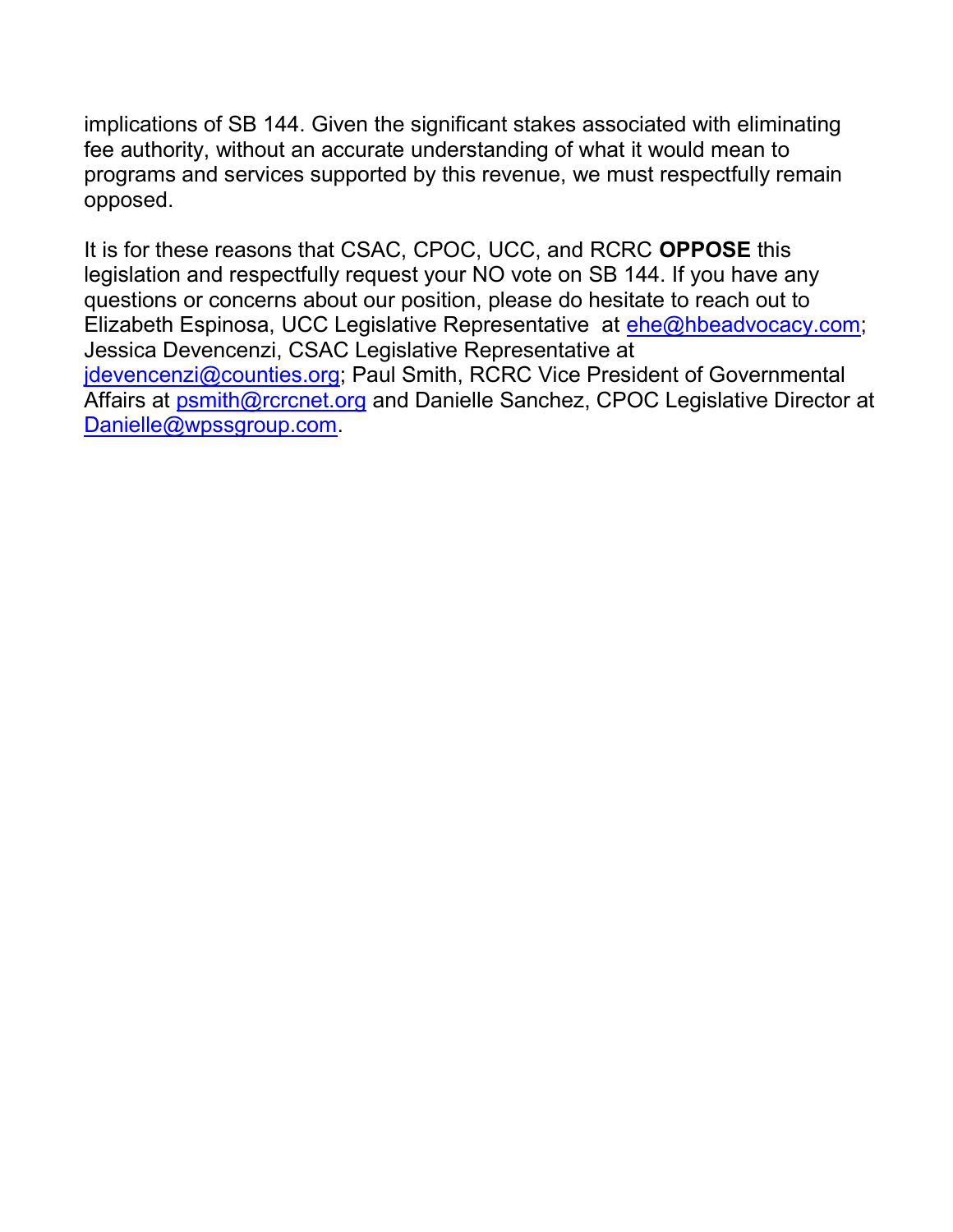implications of SB 144. Given the significant stakes associated with eliminating fee authority, without an accurate understanding of what it would mean to programs and services supported by this revenue, we must respectfully remain opposed.

It is for these reasons that CSAC, CPOC, UCC, and RCRC **OPPOSE** this legislation and respectfully request your NO vote on SB 144. If you have any questions or concerns about our position, please do hesitate to reach out to Elizabeth Espinosa, UCC Legislative Representative at ehe@hbeadvocacy.com; Jessica Devencenzi, CSAC Legislative Representative at jdevencenzi@counties.org; Paul Smith, RCRC Vice President of Governmental Affairs at psmith@rcrcnet.org and Danielle Sanchez, CPOC Legislative Director at Danielle@wpssgroup.com.